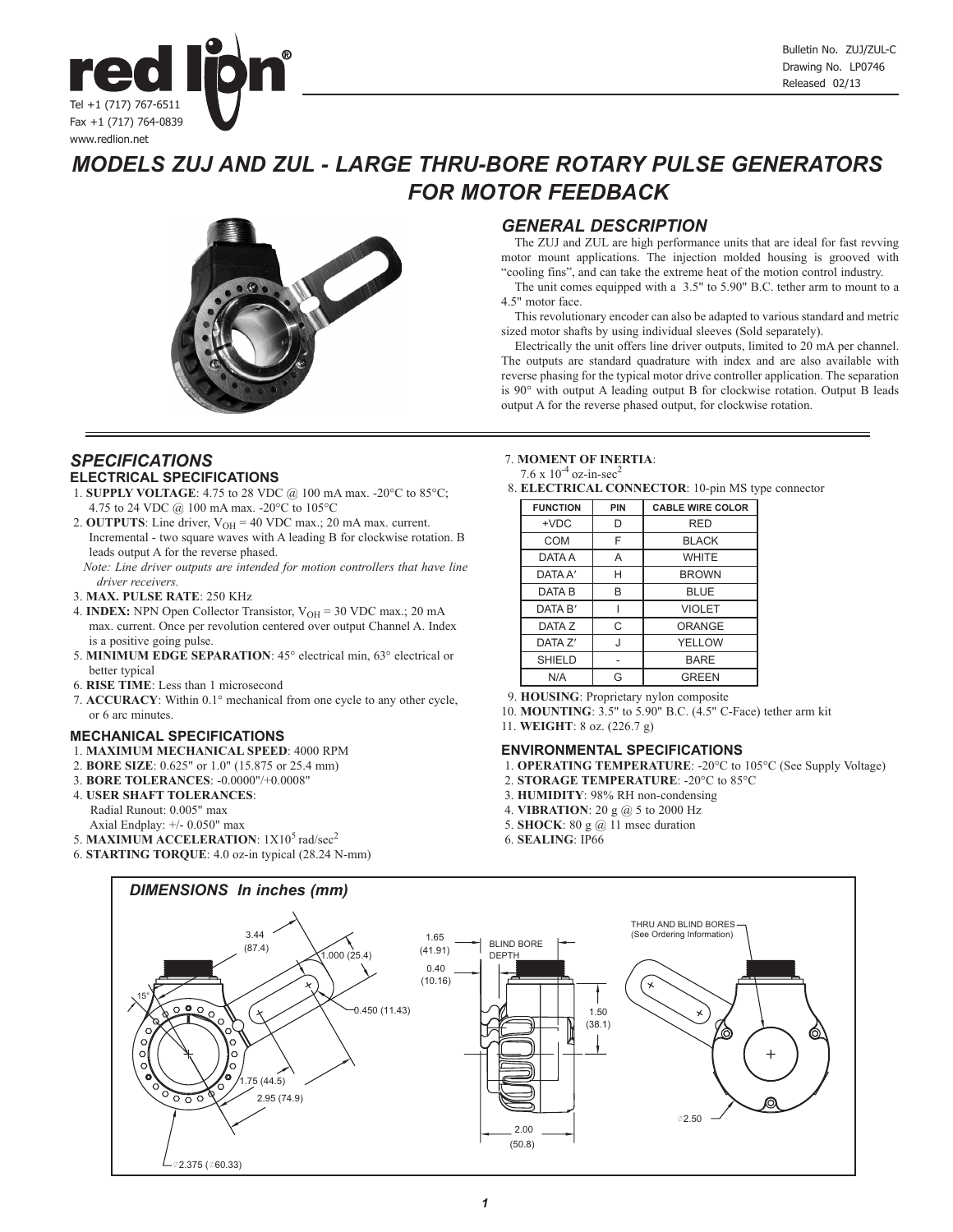Bulletin No. ZUJ/ZUL-C
Drawing No. LP0746
Released 02/13

Tel +1 (717) 767-6511
Fax +1 (717) 764-0839
www.redlion.net

# MODELS ZUJ AND ZUL - LARGE THRU-BORE ROTARY PULSE GENERATORS FOR MOTOR FEEDBACK

## GENERAL DESCRIPTION

The ZUJ and ZUL are high performance units that are ideal for fast revving motor mount applications. The injection molded housing is grooved with "cooling fins", and can take the extreme heat of the motion control industry.

The unit comes equipped with a 3.5" to 5.90" B.C. tether arm to mount to a 4.5" motor face.

This revolutionary encoder can also be adapted to various standard and metric sized motor shafts by using individual sleeves (Sold separately).

Electrically the unit offers line driver outputs, limited to 20 mA per channel. The outputs are standard quadrature with index and are also available with reverse phasing for the typical motor drive controller application. The separation is 90° with output A leading output B for clockwise rotation. Output B leads output A for the reverse phased output, for clockwise rotation.

## SPECIFICATIONS

### ELECTRICAL SPECIFICATIONS

1. **SUPPLY VOLTAGE**: 4.75 to 28 VDC @ 100 mA max. -20°C to 85°C; 4.75 to 24 VDC @ 100 mA max. -20°C to 105°C
2. **OUTPUTS**: Line driver, $V_{OH}$ = 40 VDC max.; 20 mA max. current. Incremental - two square waves with A leading B for clockwise rotation. B leads output A for the reverse phased.
   *Note: Line driver outputs are intended for motion controllers that have line driver receivers.*
3. **MAX. PULSE RATE**: 250 KHz
4. **INDEX:** NPN Open Collector Transistor, $V_{OH}$ = 30 VDC max.; 20 mA max. current. Once per revolution centered over output Channel A. Index is a positive going pulse.
5. **MINIMUM EDGE SEPARATION**: 45° electrical min, 63° electrical or better typical
6. **RISE TIME**: Less than 1 microsecond
7. **ACCURACY**: Within 0.1° mechanical from one cycle to any other cycle, or 6 arc minutes.

### MECHANICAL SPECIFICATIONS

1. **MAXIMUM MECHANICAL SPEED**: 4000 RPM
2. **BORE SIZE**: 0.625" or 1.0" (15.875 or 25.4 mm)
3. **BORE TOLERANCES**: -0.0000"/+0.0008"
4. **USER SHAFT TOLERANCES**:
   Radial Runout: 0.005" max
   Axial Endplay: +/- 0.050" max
5. **MAXIMUM ACCELERATION**: $1X10^5$ rad/sec$^2$
6. **STARTING TORQUE**: 4.0 oz-in typical (28.24 N-mm)
7. **MOMENT OF INERTIA**:
   $7.6 \times 10^{-4}$ oz-in-sec$^2$
8. **ELECTRICAL CONNECTOR**: 10-pin MS type connector

| FUNCTION | PIN | CABLE WIRE COLOR |
|---|---|---|
| +VDC | D | RED |
| COM | F | BLACK |
| DATA A | A | WHITE |
| DATA A′ | H | BROWN |
| DATA B | B | BLUE |
| DATA B′ | I | VIOLET |
| DATA Z | C | ORANGE |
| DATA Z′ | J | YELLOW |
| SHIELD | - | BARE |
| N/A | G | GREEN |

9. **HOUSING**: Proprietary nylon composite
10. **MOUNTING**: 3.5" to 5.90" B.C. (4.5" C-Face) tether arm kit
11. **WEIGHT**: 8 oz. (226.7 g)

### ENVIRONMENTAL SPECIFICATIONS

1. **OPERATING TEMPERATURE**: -20°C to 105°C (See Supply Voltage)
2. **STORAGE TEMPERATURE**: -20°C to 85°C
3. **HUMIDITY**: 98% RH non-condensing
4. **VIBRATION**: 20 g @ 5 to 2000 Hz
5. **SHOCK**: 80 g @ 11 msec duration
6. **SEALING**: IP66

### DIMENSIONS In inches (mm)

3.44 (87.4) · 1.000 (25.4) · 15° · 0.450 (11.43) · 1.75 (44.5) · 2.95 (74.9) · Ø2.375 (Ø60.33) · 1.65 (41.91) BLIND BORE DEPTH · 0.40 (10.16) · 1.50 (38.1) · 2.00 (50.8) · THRU AND BLIND BORES (See Ordering Information) · Ø2.50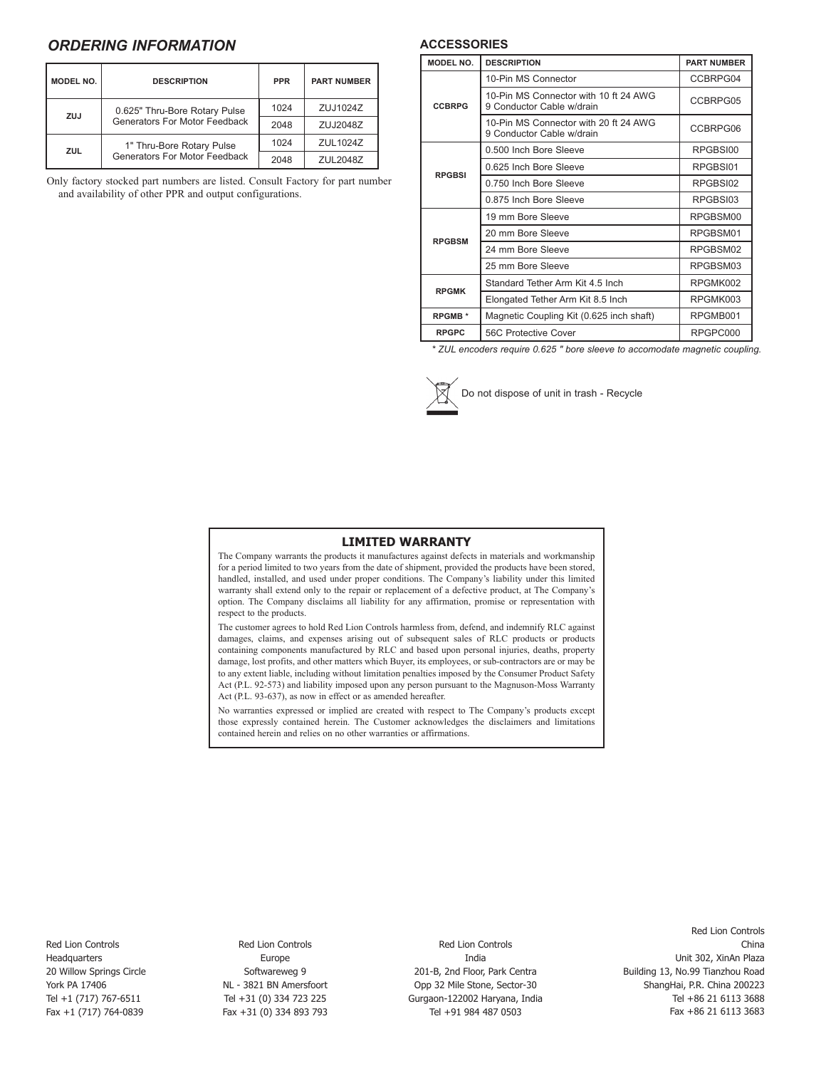## ORDERING INFORMATION

| MODEL NO. | DESCRIPTION | PPR | PART NUMBER |
|---|---|---|---|
| ZUJ | 0.625" Thru-Bore Rotary Pulse Generators For Motor Feedback | 1024 | ZUJ1024Z |
| | | 2048 | ZUJ2048Z |
| ZUL | 1" Thru-Bore Rotary Pulse Generators For Motor Feedback | 1024 | ZUL1024Z |
| | | 2048 | ZUL2048Z |

Only factory stocked part numbers are listed. Consult Factory for part number and availability of other PPR and output configurations.

## ACCESSORIES

| MODEL NO. | DESCRIPTION | PART NUMBER |
|---|---|---|
| CCBRPG | 10-Pin MS Connector | CCBRPG04 |
| | 10-Pin MS Connector with 10 ft 24 AWG 9 Conductor Cable w/drain | CCBRPG05 |
| | 10-Pin MS Connector with 20 ft 24 AWG 9 Conductor Cable w/drain | CCBRPG06 |
| RPGBSI | 0.500 Inch Bore Sleeve | RPGBSI00 |
| | 0.625 Inch Bore Sleeve | RPGBSI01 |
| | 0.750 Inch Bore Sleeve | RPGBSI02 |
| | 0.875 Inch Bore Sleeve | RPGBSI03 |
| RPGBSM | 19 mm Bore Sleeve | RPGBSM00 |
| | 20 mm Bore Sleeve | RPGBSM01 |
| | 24 mm Bore Sleeve | RPGBSM02 |
| | 25 mm Bore Sleeve | RPGBSM03 |
| RPGMK | Standard Tether Arm Kit 4.5 Inch | RPGMK002 |
| | Elongated Tether Arm Kit 8.5 Inch | RPGMK003 |
| RPGMB * | Magnetic Coupling Kit (0.625 inch shaft) | RPGMB001 |
| RPGPC | 56C Protective Cover | RPGPC000 |

*\* ZUL encoders require 0.625 " bore sleeve to accomodate magnetic coupling.*

Do not dispose of unit in trash - Recycle

### LIMITED WARRANTY

The Company warrants the products it manufactures against defects in materials and workmanship for a period limited to two years from the date of shipment, provided the products have been stored, handled, installed, and used under proper conditions. The Company's liability under this limited warranty shall extend only to the repair or replacement of a defective product, at The Company's option. The Company disclaims all liability for any affirmation, promise or representation with respect to the products.

The customer agrees to hold Red Lion Controls harmless from, defend, and indemnify RLC against damages, claims, and expenses arising out of subsequent sales of RLC products or products containing components manufactured by RLC and based upon personal injuries, deaths, property damage, lost profits, and other matters which Buyer, its employees, or sub-contractors are or may be to any extent liable, including without limitation penalties imposed by the Consumer Product Safety Act (P.L. 92-573) and liability imposed upon any person pursuant to the Magnuson-Moss Warranty Act (P.L. 93-637), as now in effect or as amended hereafter.

No warranties expressed or implied are created with respect to The Company's products except those expressly contained herein. The Customer acknowledges the disclaimers and limitations contained herein and relies on no other warranties or affirmations.

Red Lion Controls
Headquarters
20 Willow Springs Circle
York PA 17406
Tel +1 (717) 767-6511
Fax +1 (717) 764-0839

Red Lion Controls
Europe
Softwareweg 9
NL - 3821 BN Amersfoort
Tel +31 (0) 334 723 225
Fax +31 (0) 334 893 793

Red Lion Controls
India
201-B, 2nd Floor, Park Centra
Opp 32 Mile Stone, Sector-30
Gurgaon-122002 Haryana, India
Tel +91 984 487 0503

Red Lion Controls
China
Unit 302, XinAn Plaza
Building 13, No.99 Tianzhou Road
ShangHai, P.R. China 200223
Tel +86 21 6113 3688
Fax +86 21 6113 3683